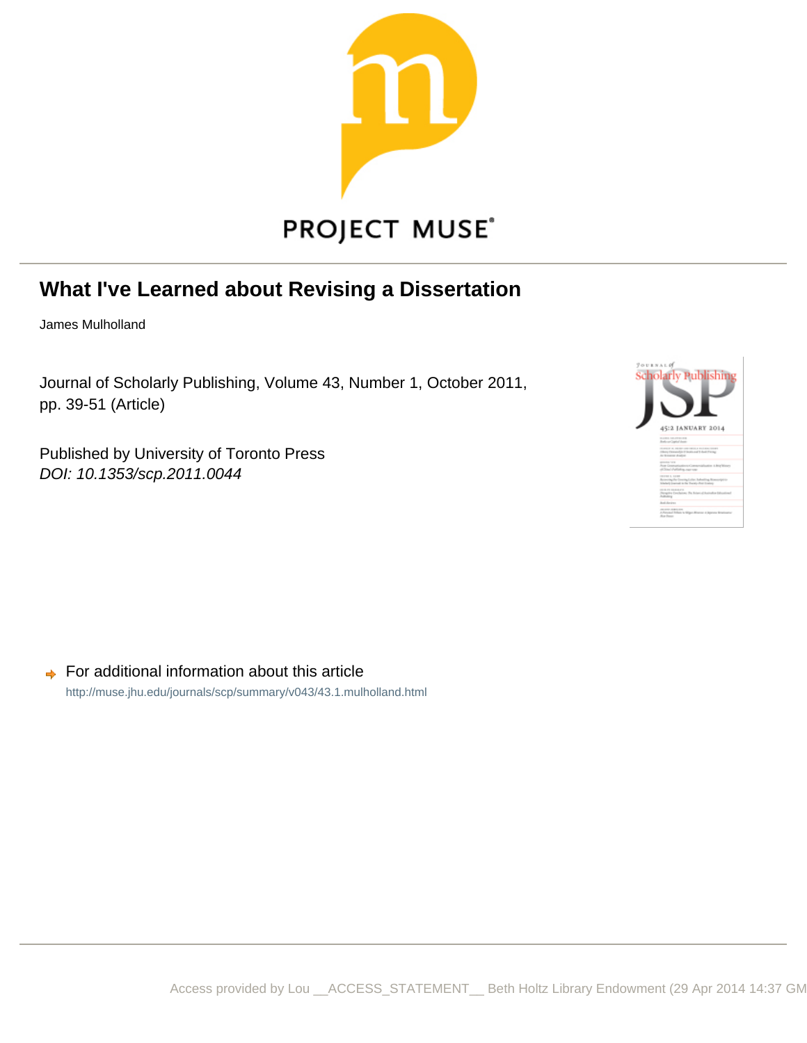PROJECT MUSE

# What I've Learned about Revising a Dissertation

James Mulholland

Journal of Scholarly Publishing, Volume 43, Number 1, October 2011, pp. 39-51 (Article)

Published by University of Toronto Press
*DOI: 10.1353/scp.2011.0044*

For additional information about this article
http://muse.jhu.edu/journals/scp/summary/v043/43.1.mulholland.html

Access provided by Lou __ACCESS_STATEMENT__ Beth Holtz Library Endowment (29 Apr 2014 14:37 GM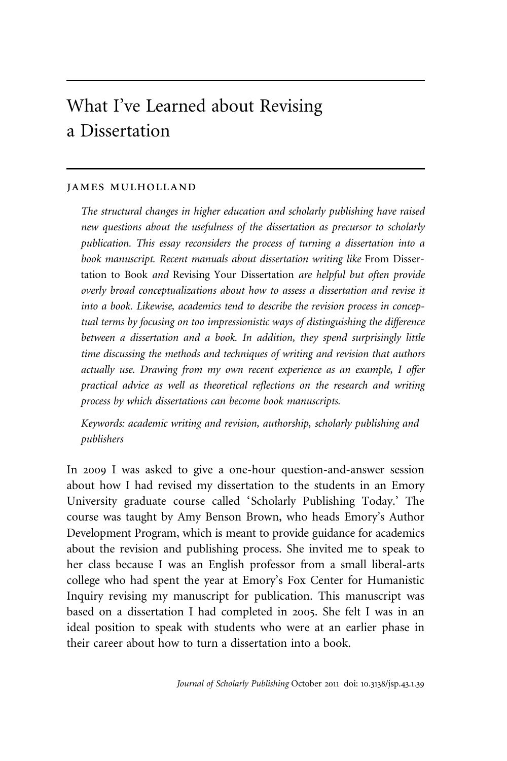# What I've Learned about Revising a Dissertation

JAMES MULHOLLAND

*The structural changes in higher education and scholarly publishing have raised new questions about the usefulness of the dissertation as precursor to scholarly publication. This essay reconsiders the process of turning a dissertation into a book manuscript. Recent manuals about dissertation writing like* From Dissertation to Book *and* Revising Your Dissertation *are helpful but often provide overly broad conceptualizations about how to assess a dissertation and revise it into a book. Likewise, academics tend to describe the revision process in conceptual terms by focusing on too impressionistic ways of distinguishing the difference between a dissertation and a book. In addition, they spend surprisingly little time discussing the methods and techniques of writing and revision that authors actually use. Drawing from my own recent experience as an example, I offer practical advice as well as theoretical reflections on the research and writing process by which dissertations can become book manuscripts.*

*Keywords: academic writing and revision, authorship, scholarly publishing and publishers*

In 2009 I was asked to give a one-hour question-and-answer session about how I had revised my dissertation to the students in an Emory University graduate course called 'Scholarly Publishing Today.' The course was taught by Amy Benson Brown, who heads Emory's Author Development Program, which is meant to provide guidance for academics about the revision and publishing process. She invited me to speak to her class because I was an English professor from a small liberal-arts college who had spent the year at Emory's Fox Center for Humanistic Inquiry revising my manuscript for publication. This manuscript was based on a dissertation I had completed in 2005. She felt I was in an ideal position to speak with students who were at an earlier phase in their career about how to turn a dissertation into a book.

*Journal of Scholarly Publishing* October 2011 doi: 10.3138/jsp.43.1.39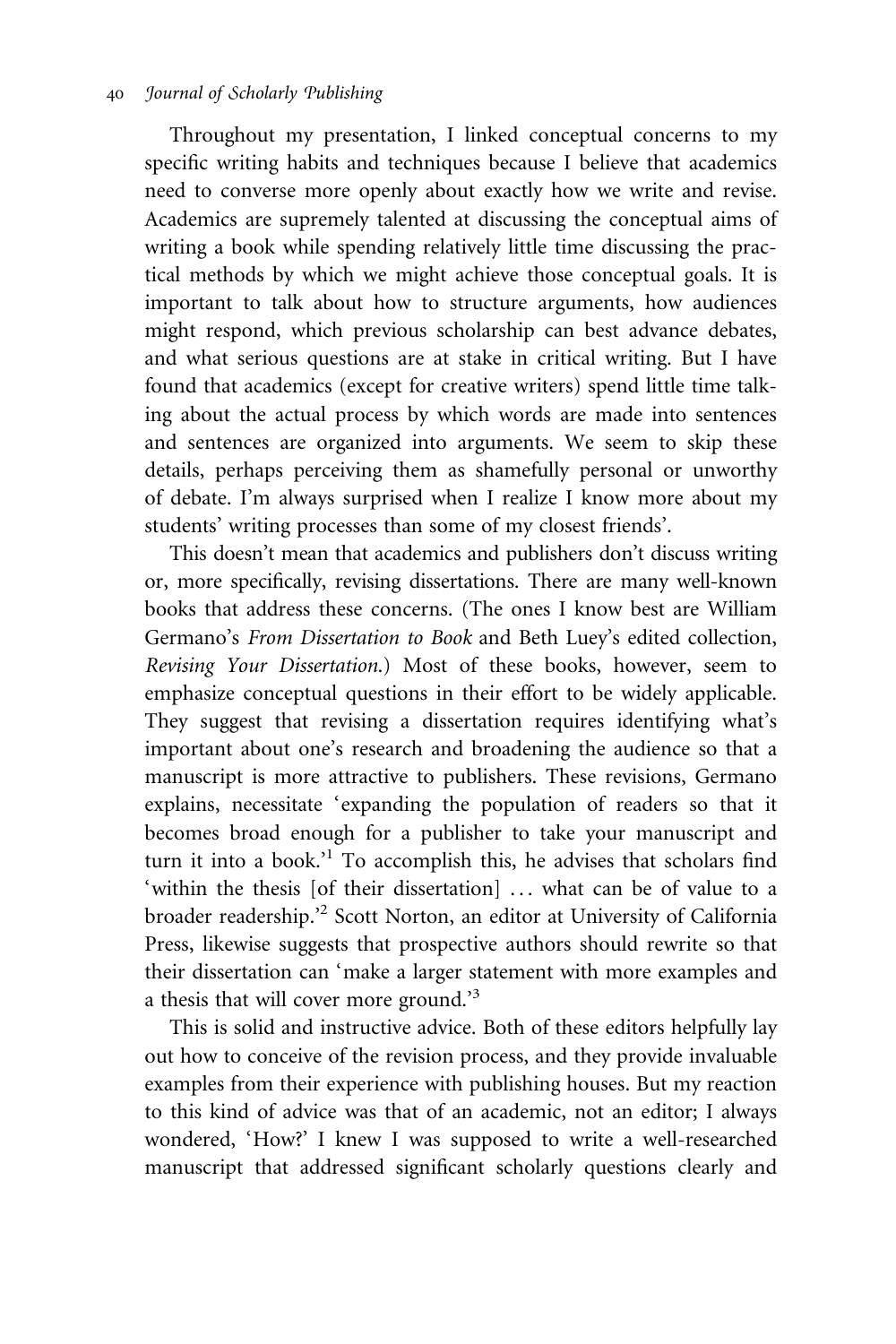Throughout my presentation, I linked conceptual concerns to my specific writing habits and techniques because I believe that academics need to converse more openly about exactly how we write and revise. Academics are supremely talented at discussing the conceptual aims of writing a book while spending relatively little time discussing the practical methods by which we might achieve those conceptual goals. It is important to talk about how to structure arguments, how audiences might respond, which previous scholarship can best advance debates, and what serious questions are at stake in critical writing. But I have found that academics (except for creative writers) spend little time talking about the actual process by which words are made into sentences and sentences are organized into arguments. We seem to skip these details, perhaps perceiving them as shamefully personal or unworthy of debate. I'm always surprised when I realize I know more about my students' writing processes than some of my closest friends'.

This doesn't mean that academics and publishers don't discuss writing or, more specifically, revising dissertations. There are many well-known books that address these concerns. (The ones I know best are William Germano's *From Dissertation to Book* and Beth Luey's edited collection, *Revising Your Dissertation.*) Most of these books, however, seem to emphasize conceptual questions in their effort to be widely applicable. They suggest that revising a dissertation requires identifying what's important about one's research and broadening the audience so that a manuscript is more attractive to publishers. These revisions, Germano explains, necessitate 'expanding the population of readers so that it becomes broad enough for a publisher to take your manuscript and turn it into a book.'[1] To accomplish this, he advises that scholars find 'within the thesis [of their dissertation] ... what can be of value to a broader readership.'[2] Scott Norton, an editor at University of California Press, likewise suggests that prospective authors should rewrite so that their dissertation can 'make a larger statement with more examples and a thesis that will cover more ground.'[3]

This is solid and instructive advice. Both of these editors helpfully lay out how to conceive of the revision process, and they provide invaluable examples from their experience with publishing houses. But my reaction to this kind of advice was that of an academic, not an editor; I always wondered, 'How?' I knew I was supposed to write a well-researched manuscript that addressed significant scholarly questions clearly and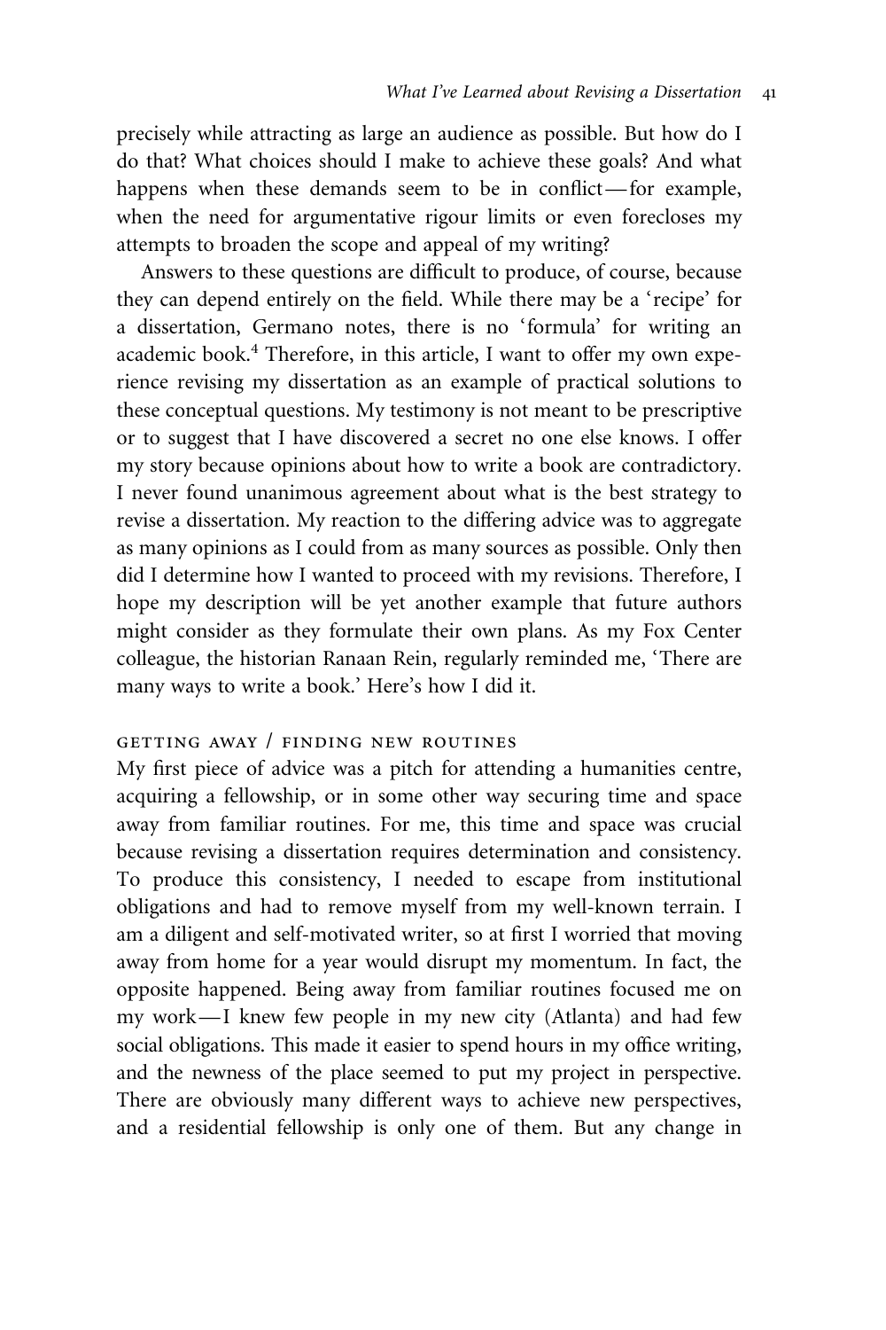precisely while attracting as large an audience as possible. But how do I do that? What choices should I make to achieve these goals? And what happens when these demands seem to be in conflict—for example, when the need for argumentative rigour limits or even forecloses my attempts to broaden the scope and appeal of my writing?

Answers to these questions are difficult to produce, of course, because they can depend entirely on the field. While there may be a 'recipe' for a dissertation, Germano notes, there is no 'formula' for writing an academic book.[4] Therefore, in this article, I want to offer my own experience revising my dissertation as an example of practical solutions to these conceptual questions. My testimony is not meant to be prescriptive or to suggest that I have discovered a secret no one else knows. I offer my story because opinions about how to write a book are contradictory. I never found unanimous agreement about what is the best strategy to revise a dissertation. My reaction to the differing advice was to aggregate as many opinions as I could from as many sources as possible. Only then did I determine how I wanted to proceed with my revisions. Therefore, I hope my description will be yet another example that future authors might consider as they formulate their own plans. As my Fox Center colleague, the historian Ranaan Rein, regularly reminded me, 'There are many ways to write a book.' Here's how I did it.

## GETTING AWAY / FINDING NEW ROUTINES

My first piece of advice was a pitch for attending a humanities centre, acquiring a fellowship, or in some other way securing time and space away from familiar routines. For me, this time and space was crucial because revising a dissertation requires determination and consistency. To produce this consistency, I needed to escape from institutional obligations and had to remove myself from my well-known terrain. I am a diligent and self-motivated writer, so at first I worried that moving away from home for a year would disrupt my momentum. In fact, the opposite happened. Being away from familiar routines focused me on my work—I knew few people in my new city (Atlanta) and had few social obligations. This made it easier to spend hours in my office writing, and the newness of the place seemed to put my project in perspective. There are obviously many different ways to achieve new perspectives, and a residential fellowship is only one of them. But any change in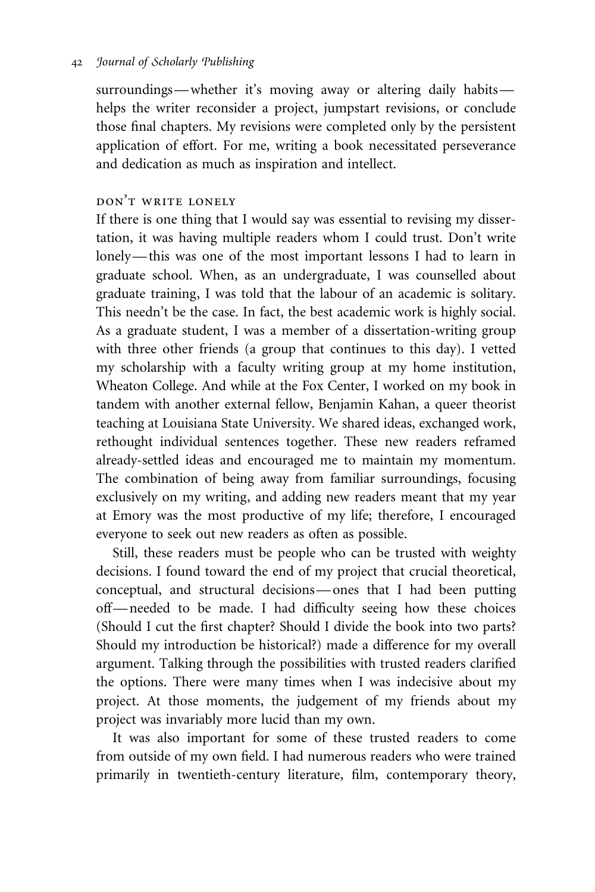surroundings—whether it's moving away or altering daily habits—helps the writer reconsider a project, jumpstart revisions, or conclude those final chapters. My revisions were completed only by the persistent application of effort. For me, writing a book necessitated perseverance and dedication as much as inspiration and intellect.

### DON'T WRITE LONELY

If there is one thing that I would say was essential to revising my dissertation, it was having multiple readers whom I could trust. Don't write lonely—this was one of the most important lessons I had to learn in graduate school. When, as an undergraduate, I was counselled about graduate training, I was told that the labour of an academic is solitary. This needn't be the case. In fact, the best academic work is highly social. As a graduate student, I was a member of a dissertation-writing group with three other friends (a group that continues to this day). I vetted my scholarship with a faculty writing group at my home institution, Wheaton College. And while at the Fox Center, I worked on my book in tandem with another external fellow, Benjamin Kahan, a queer theorist teaching at Louisiana State University. We shared ideas, exchanged work, rethought individual sentences together. These new readers reframed already-settled ideas and encouraged me to maintain my momentum. The combination of being away from familiar surroundings, focusing exclusively on my writing, and adding new readers meant that my year at Emory was the most productive of my life; therefore, I encouraged everyone to seek out new readers as often as possible.

Still, these readers must be people who can be trusted with weighty decisions. I found toward the end of my project that crucial theoretical, conceptual, and structural decisions—ones that I had been putting off—needed to be made. I had difficulty seeing how these choices (Should I cut the first chapter? Should I divide the book into two parts? Should my introduction be historical?) made a difference for my overall argument. Talking through the possibilities with trusted readers clarified the options. There were many times when I was indecisive about my project. At those moments, the judgement of my friends about my project was invariably more lucid than my own.

It was also important for some of these trusted readers to come from outside of my own field. I had numerous readers who were trained primarily in twentieth-century literature, film, contemporary theory,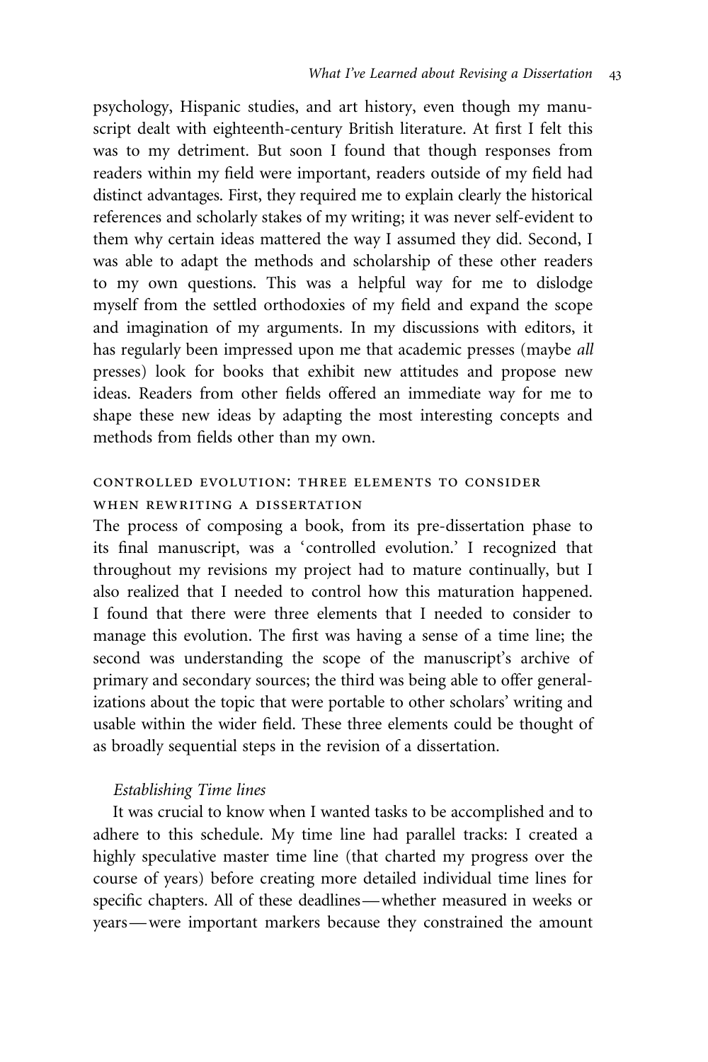psychology, Hispanic studies, and art history, even though my manuscript dealt with eighteenth-century British literature. At first I felt this was to my detriment. But soon I found that though responses from readers within my field were important, readers outside of my field had distinct advantages. First, they required me to explain clearly the historical references and scholarly stakes of my writing; it was never self-evident to them why certain ideas mattered the way I assumed they did. Second, I was able to adapt the methods and scholarship of these other readers to my own questions. This was a helpful way for me to dislodge myself from the settled orthodoxies of my field and expand the scope and imagination of my arguments. In my discussions with editors, it has regularly been impressed upon me that academic presses (maybe *all* presses) look for books that exhibit new attitudes and propose new ideas. Readers from other fields offered an immediate way for me to shape these new ideas by adapting the most interesting concepts and methods from fields other than my own.

## Controlled Evolution: Three Elements to Consider When Rewriting a Dissertation

The process of composing a book, from its pre-dissertation phase to its final manuscript, was a 'controlled evolution.' I recognized that throughout my revisions my project had to mature continually, but I also realized that I needed to control how this maturation happened. I found that there were three elements that I needed to consider to manage this evolution. The first was having a sense of a time line; the second was understanding the scope of the manuscript's archive of primary and secondary sources; the third was being able to offer generalizations about the topic that were portable to other scholars' writing and usable within the wider field. These three elements could be thought of as broadly sequential steps in the revision of a dissertation.

### *Establishing Time lines*

It was crucial to know when I wanted tasks to be accomplished and to adhere to this schedule. My time line had parallel tracks: I created a highly speculative master time line (that charted my progress over the course of years) before creating more detailed individual time lines for specific chapters. All of these deadlines—whether measured in weeks or years—were important markers because they constrained the amount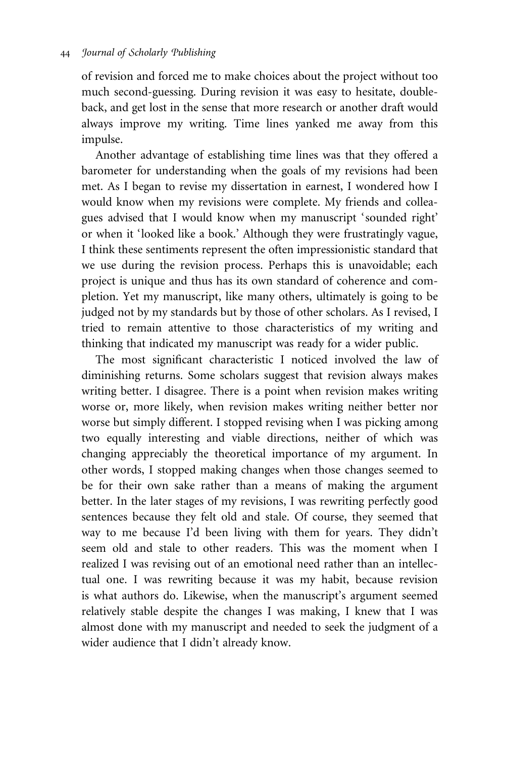of revision and forced me to make choices about the project without too much second-guessing. During revision it was easy to hesitate, double-back, and get lost in the sense that more research or another draft would always improve my writing. Time lines yanked me away from this impulse.

Another advantage of establishing time lines was that they offered a barometer for understanding when the goals of my revisions had been met. As I began to revise my dissertation in earnest, I wondered how I would know when my revisions were complete. My friends and colleagues advised that I would know when my manuscript 'sounded right' or when it 'looked like a book.' Although they were frustratingly vague, I think these sentiments represent the often impressionistic standard that we use during the revision process. Perhaps this is unavoidable; each project is unique and thus has its own standard of coherence and completion. Yet my manuscript, like many others, ultimately is going to be judged not by my standards but by those of other scholars. As I revised, I tried to remain attentive to those characteristics of my writing and thinking that indicated my manuscript was ready for a wider public.

The most significant characteristic I noticed involved the law of diminishing returns. Some scholars suggest that revision always makes writing better. I disagree. There is a point when revision makes writing worse or, more likely, when revision makes writing neither better nor worse but simply different. I stopped revising when I was picking among two equally interesting and viable directions, neither of which was changing appreciably the theoretical importance of my argument. In other words, I stopped making changes when those changes seemed to be for their own sake rather than a means of making the argument better. In the later stages of my revisions, I was rewriting perfectly good sentences because they felt old and stale. Of course, they seemed that way to me because I'd been living with them for years. They didn't seem old and stale to other readers. This was the moment when I realized I was revising out of an emotional need rather than an intellectual one. I was rewriting because it was my habit, because revision is what authors do. Likewise, when the manuscript's argument seemed relatively stable despite the changes I was making, I knew that I was almost done with my manuscript and needed to seek the judgment of a wider audience that I didn't already know.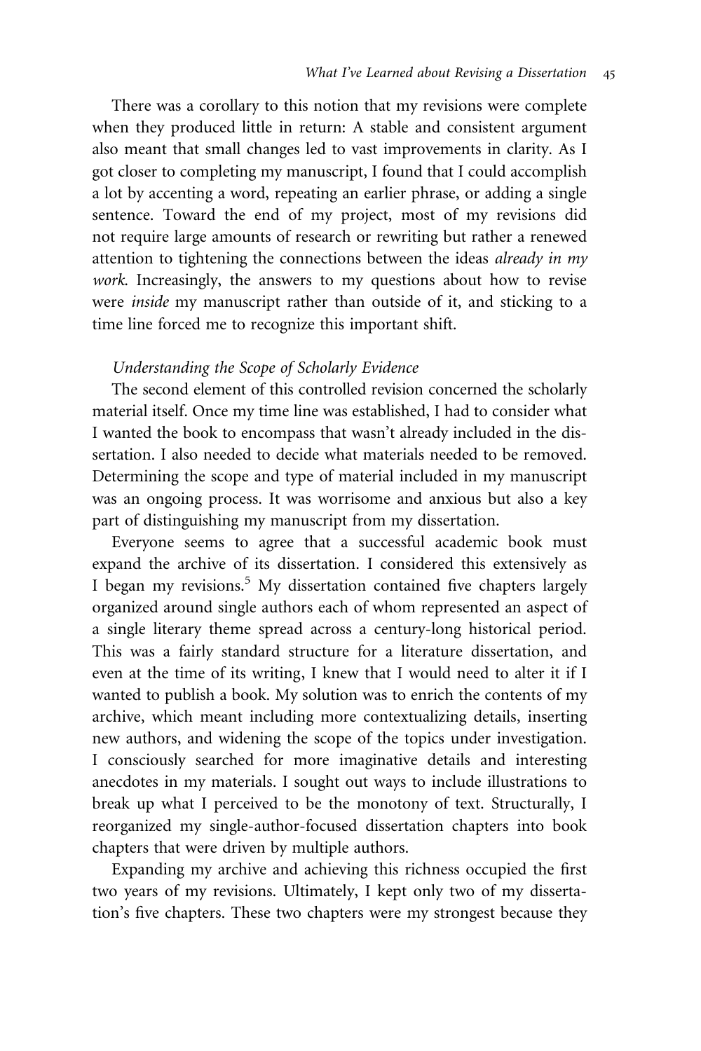There was a corollary to this notion that my revisions were complete when they produced little in return: A stable and consistent argument also meant that small changes led to vast improvements in clarity. As I got closer to completing my manuscript, I found that I could accomplish a lot by accenting a word, repeating an earlier phrase, or adding a single sentence. Toward the end of my project, most of my revisions did not require large amounts of research or rewriting but rather a renewed attention to tightening the connections between the ideas *already in my work*. Increasingly, the answers to my questions about how to revise were *inside* my manuscript rather than outside of it, and sticking to a time line forced me to recognize this important shift.

*Understanding the Scope of Scholarly Evidence*

The second element of this controlled revision concerned the scholarly material itself. Once my time line was established, I had to consider what I wanted the book to encompass that wasn't already included in the dissertation. I also needed to decide what materials needed to be removed. Determining the scope and type of material included in my manuscript was an ongoing process. It was worrisome and anxious but also a key part of distinguishing my manuscript from my dissertation.

Everyone seems to agree that a successful academic book must expand the archive of its dissertation. I considered this extensively as I began my revisions.[5] My dissertation contained five chapters largely organized around single authors each of whom represented an aspect of a single literary theme spread across a century-long historical period. This was a fairly standard structure for a literature dissertation, and even at the time of its writing, I knew that I would need to alter it if I wanted to publish a book. My solution was to enrich the contents of my archive, which meant including more contextualizing details, inserting new authors, and widening the scope of the topics under investigation. I consciously searched for more imaginative details and interesting anecdotes in my materials. I sought out ways to include illustrations to break up what I perceived to be the monotony of text. Structurally, I reorganized my single-author-focused dissertation chapters into book chapters that were driven by multiple authors.

Expanding my archive and achieving this richness occupied the first two years of my revisions. Ultimately, I kept only two of my dissertation's five chapters. These two chapters were my strongest because they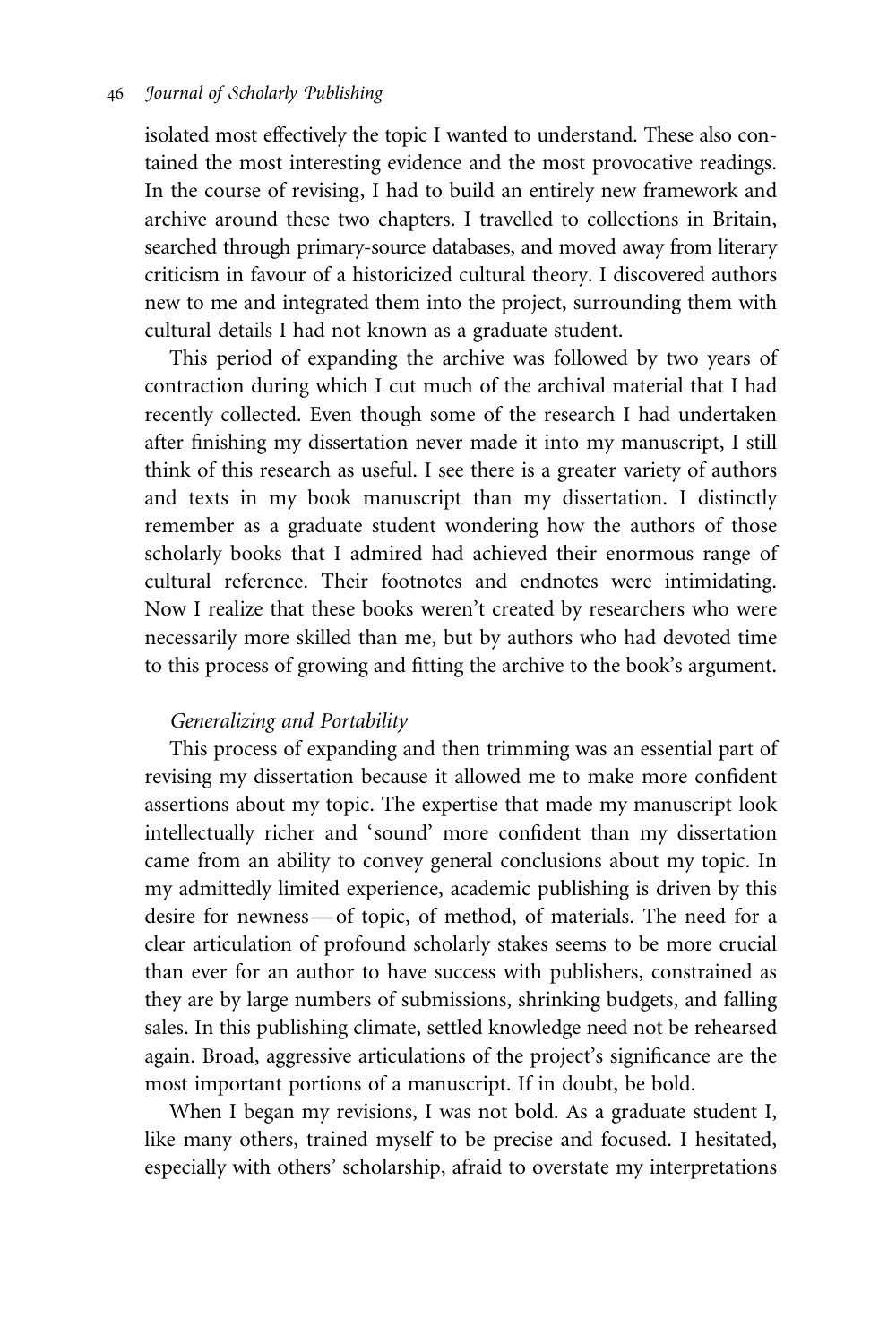isolated most effectively the topic I wanted to understand. These also contained the most interesting evidence and the most provocative readings. In the course of revising, I had to build an entirely new framework and archive around these two chapters. I travelled to collections in Britain, searched through primary-source databases, and moved away from literary criticism in favour of a historicized cultural theory. I discovered authors new to me and integrated them into the project, surrounding them with cultural details I had not known as a graduate student.

This period of expanding the archive was followed by two years of contraction during which I cut much of the archival material that I had recently collected. Even though some of the research I had undertaken after finishing my dissertation never made it into my manuscript, I still think of this research as useful. I see there is a greater variety of authors and texts in my book manuscript than my dissertation. I distinctly remember as a graduate student wondering how the authors of those scholarly books that I admired had achieved their enormous range of cultural reference. Their footnotes and endnotes were intimidating. Now I realize that these books weren't created by researchers who were necessarily more skilled than me, but by authors who had devoted time to this process of growing and fitting the archive to the book's argument.

*Generalizing and Portability*

This process of expanding and then trimming was an essential part of revising my dissertation because it allowed me to make more confident assertions about my topic. The expertise that made my manuscript look intellectually richer and 'sound' more confident than my dissertation came from an ability to convey general conclusions about my topic. In my admittedly limited experience, academic publishing is driven by this desire for newness—of topic, of method, of materials. The need for a clear articulation of profound scholarly stakes seems to be more crucial than ever for an author to have success with publishers, constrained as they are by large numbers of submissions, shrinking budgets, and falling sales. In this publishing climate, settled knowledge need not be rehearsed again. Broad, aggressive articulations of the project's significance are the most important portions of a manuscript. If in doubt, be bold.

When I began my revisions, I was not bold. As a graduate student I, like many others, trained myself to be precise and focused. I hesitated, especially with others' scholarship, afraid to overstate my interpretations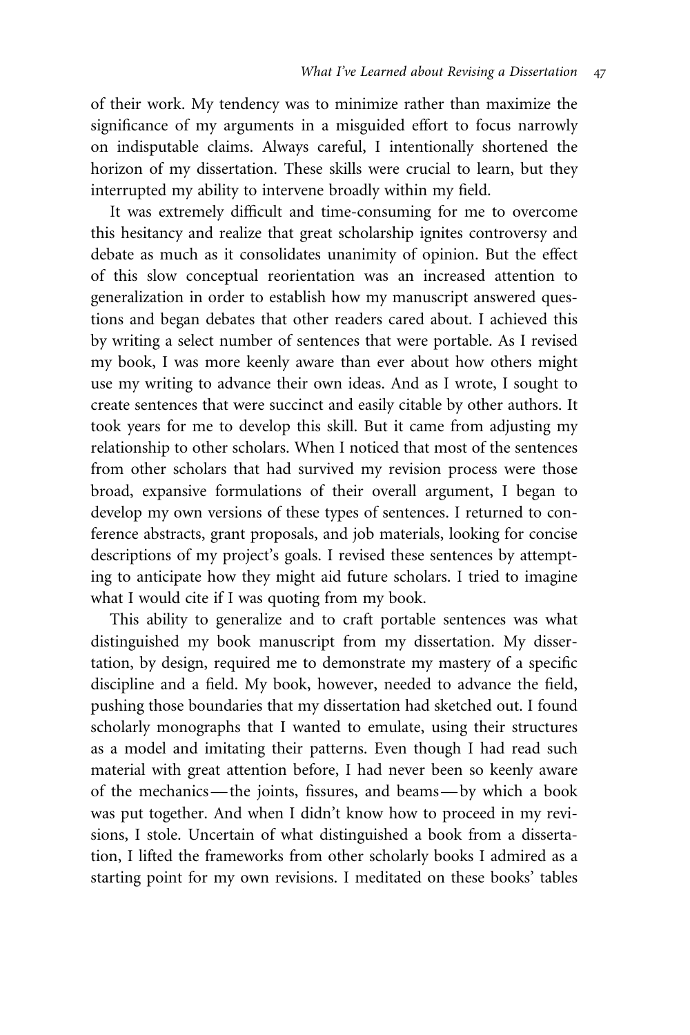of their work. My tendency was to minimize rather than maximize the significance of my arguments in a misguided effort to focus narrowly on indisputable claims. Always careful, I intentionally shortened the horizon of my dissertation. These skills were crucial to learn, but they interrupted my ability to intervene broadly within my field.

It was extremely difficult and time-consuming for me to overcome this hesitancy and realize that great scholarship ignites controversy and debate as much as it consolidates unanimity of opinion. But the effect of this slow conceptual reorientation was an increased attention to generalization in order to establish how my manuscript answered questions and began debates that other readers cared about. I achieved this by writing a select number of sentences that were portable. As I revised my book, I was more keenly aware than ever about how others might use my writing to advance their own ideas. And as I wrote, I sought to create sentences that were succinct and easily citable by other authors. It took years for me to develop this skill. But it came from adjusting my relationship to other scholars. When I noticed that most of the sentences from other scholars that had survived my revision process were those broad, expansive formulations of their overall argument, I began to develop my own versions of these types of sentences. I returned to conference abstracts, grant proposals, and job materials, looking for concise descriptions of my project's goals. I revised these sentences by attempting to anticipate how they might aid future scholars. I tried to imagine what I would cite if I was quoting from my book.

This ability to generalize and to craft portable sentences was what distinguished my book manuscript from my dissertation. My dissertation, by design, required me to demonstrate my mastery of a specific discipline and a field. My book, however, needed to advance the field, pushing those boundaries that my dissertation had sketched out. I found scholarly monographs that I wanted to emulate, using their structures as a model and imitating their patterns. Even though I had read such material with great attention before, I had never been so keenly aware of the mechanics—the joints, fissures, and beams—by which a book was put together. And when I didn't know how to proceed in my revisions, I stole. Uncertain of what distinguished a book from a dissertation, I lifted the frameworks from other scholarly books I admired as a starting point for my own revisions. I meditated on these books' tables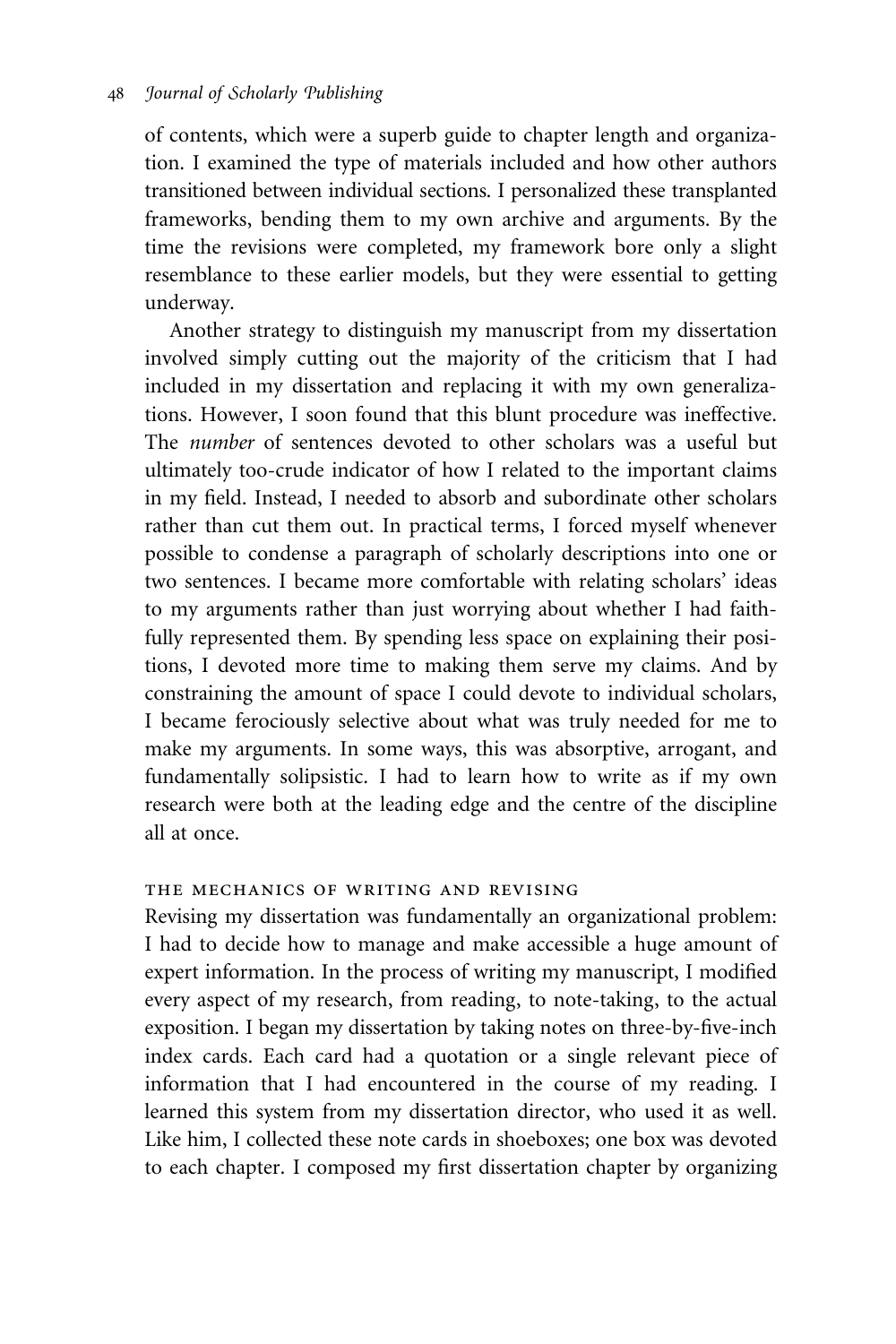of contents, which were a superb guide to chapter length and organization. I examined the type of materials included and how other authors transitioned between individual sections. I personalized these transplanted frameworks, bending them to my own archive and arguments. By the time the revisions were completed, my framework bore only a slight resemblance to these earlier models, but they were essential to getting underway.

Another strategy to distinguish my manuscript from my dissertation involved simply cutting out the majority of the criticism that I had included in my dissertation and replacing it with my own generalizations. However, I soon found that this blunt procedure was ineffective. The *number* of sentences devoted to other scholars was a useful but ultimately too-crude indicator of how I related to the important claims in my field. Instead, I needed to absorb and subordinate other scholars rather than cut them out. In practical terms, I forced myself whenever possible to condense a paragraph of scholarly descriptions into one or two sentences. I became more comfortable with relating scholars' ideas to my arguments rather than just worrying about whether I had faithfully represented them. By spending less space on explaining their positions, I devoted more time to making them serve my claims. And by constraining the amount of space I could devote to individual scholars, I became ferociously selective about what was truly needed for me to make my arguments. In some ways, this was absorptive, arrogant, and fundamentally solipsistic. I had to learn how to write as if my own research were both at the leading edge and the centre of the discipline all at once.

## THE MECHANICS OF WRITING AND REVISING

Revising my dissertation was fundamentally an organizational problem: I had to decide how to manage and make accessible a huge amount of expert information. In the process of writing my manuscript, I modified every aspect of my research, from reading, to note-taking, to the actual exposition. I began my dissertation by taking notes on three-by-five-inch index cards. Each card had a quotation or a single relevant piece of information that I had encountered in the course of my reading. I learned this system from my dissertation director, who used it as well. Like him, I collected these note cards in shoeboxes; one box was devoted to each chapter. I composed my first dissertation chapter by organizing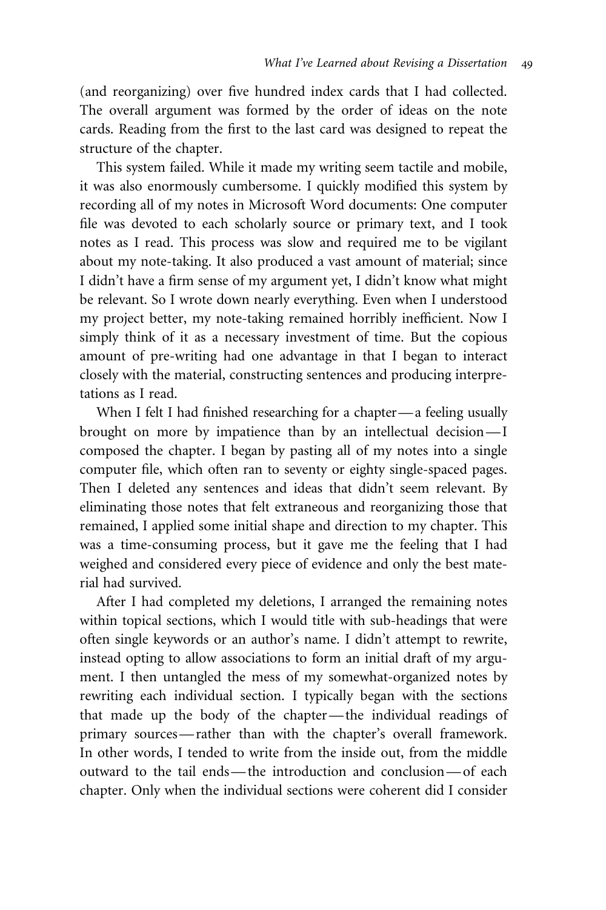(and reorganizing) over five hundred index cards that I had collected. The overall argument was formed by the order of ideas on the note cards. Reading from the first to the last card was designed to repeat the structure of the chapter.

This system failed. While it made my writing seem tactile and mobile, it was also enormously cumbersome. I quickly modified this system by recording all of my notes in Microsoft Word documents: One computer file was devoted to each scholarly source or primary text, and I took notes as I read. This process was slow and required me to be vigilant about my note-taking. It also produced a vast amount of material; since I didn't have a firm sense of my argument yet, I didn't know what might be relevant. So I wrote down nearly everything. Even when I understood my project better, my note-taking remained horribly inefficient. Now I simply think of it as a necessary investment of time. But the copious amount of pre-writing had one advantage in that I began to interact closely with the material, constructing sentences and producing interpretations as I read.

When I felt I had finished researching for a chapter—a feeling usually brought on more by impatience than by an intellectual decision—I composed the chapter. I began by pasting all of my notes into a single computer file, which often ran to seventy or eighty single-spaced pages. Then I deleted any sentences and ideas that didn't seem relevant. By eliminating those notes that felt extraneous and reorganizing those that remained, I applied some initial shape and direction to my chapter. This was a time-consuming process, but it gave me the feeling that I had weighed and considered every piece of evidence and only the best material had survived.

After I had completed my deletions, I arranged the remaining notes within topical sections, which I would title with sub-headings that were often single keywords or an author's name. I didn't attempt to rewrite, instead opting to allow associations to form an initial draft of my argument. I then untangled the mess of my somewhat-organized notes by rewriting each individual section. I typically began with the sections that made up the body of the chapter—the individual readings of primary sources—rather than with the chapter's overall framework. In other words, I tended to write from the inside out, from the middle outward to the tail ends—the introduction and conclusion—of each chapter. Only when the individual sections were coherent did I consider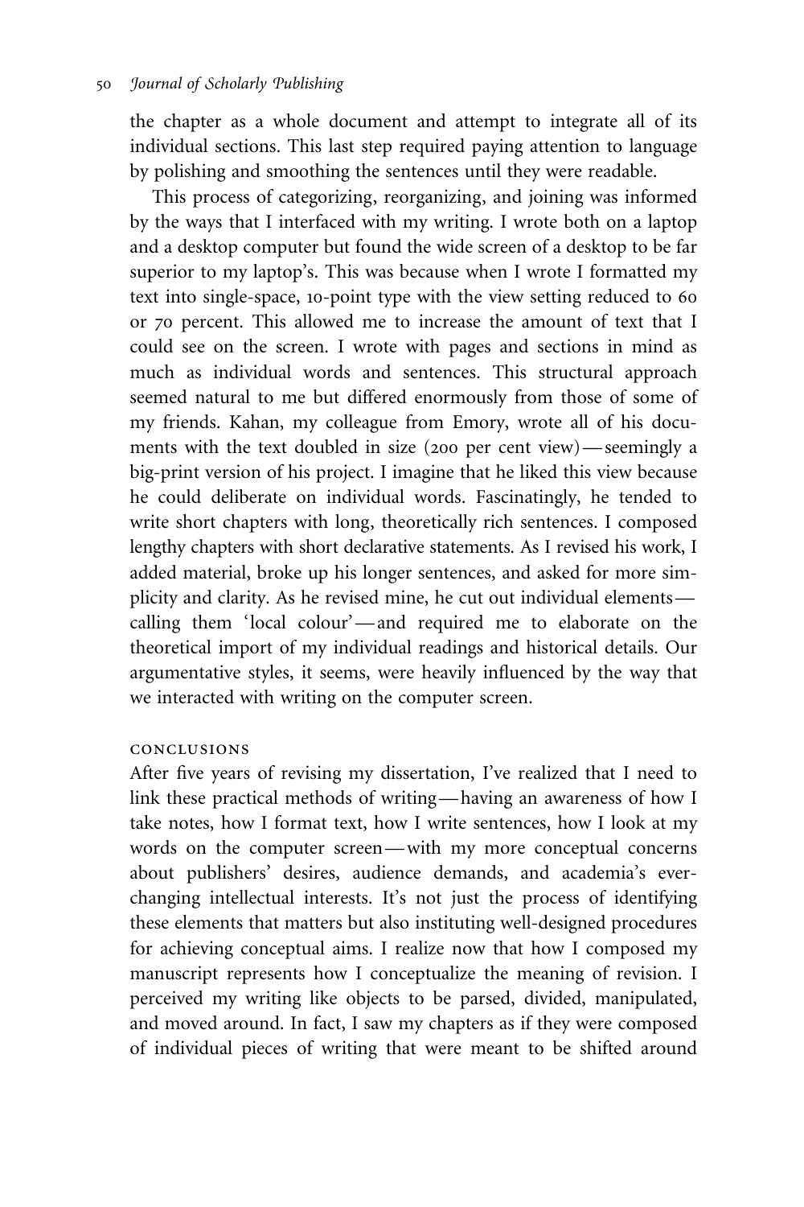the chapter as a whole document and attempt to integrate all of its individual sections. This last step required paying attention to language by polishing and smoothing the sentences until they were readable.

This process of categorizing, reorganizing, and joining was informed by the ways that I interfaced with my writing. I wrote both on a laptop and a desktop computer but found the wide screen of a desktop to be far superior to my laptop's. This was because when I wrote I formatted my text into single-space, 10-point type with the view setting reduced to 60 or 70 percent. This allowed me to increase the amount of text that I could see on the screen. I wrote with pages and sections in mind as much as individual words and sentences. This structural approach seemed natural to me but differed enormously from those of some of my friends. Kahan, my colleague from Emory, wrote all of his documents with the text doubled in size (200 per cent view) — seemingly a big-print version of his project. I imagine that he liked this view because he could deliberate on individual words. Fascinatingly, he tended to write short chapters with long, theoretically rich sentences. I composed lengthy chapters with short declarative statements. As I revised his work, I added material, broke up his longer sentences, and asked for more simplicity and clarity. As he revised mine, he cut out individual elements — calling them 'local colour' — and required me to elaborate on the theoretical import of my individual readings and historical details. Our argumentative styles, it seems, were heavily influenced by the way that we interacted with writing on the computer screen.

## CONCLUSIONS

After five years of revising my dissertation, I've realized that I need to link these practical methods of writing — having an awareness of how I take notes, how I format text, how I write sentences, how I look at my words on the computer screen — with my more conceptual concerns about publishers' desires, audience demands, and academia's ever-changing intellectual interests. It's not just the process of identifying these elements that matters but also instituting well-designed procedures for achieving conceptual aims. I realize now that how I composed my manuscript represents how I conceptualize the meaning of revision. I perceived my writing like objects to be parsed, divided, manipulated, and moved around. In fact, I saw my chapters as if they were composed of individual pieces of writing that were meant to be shifted around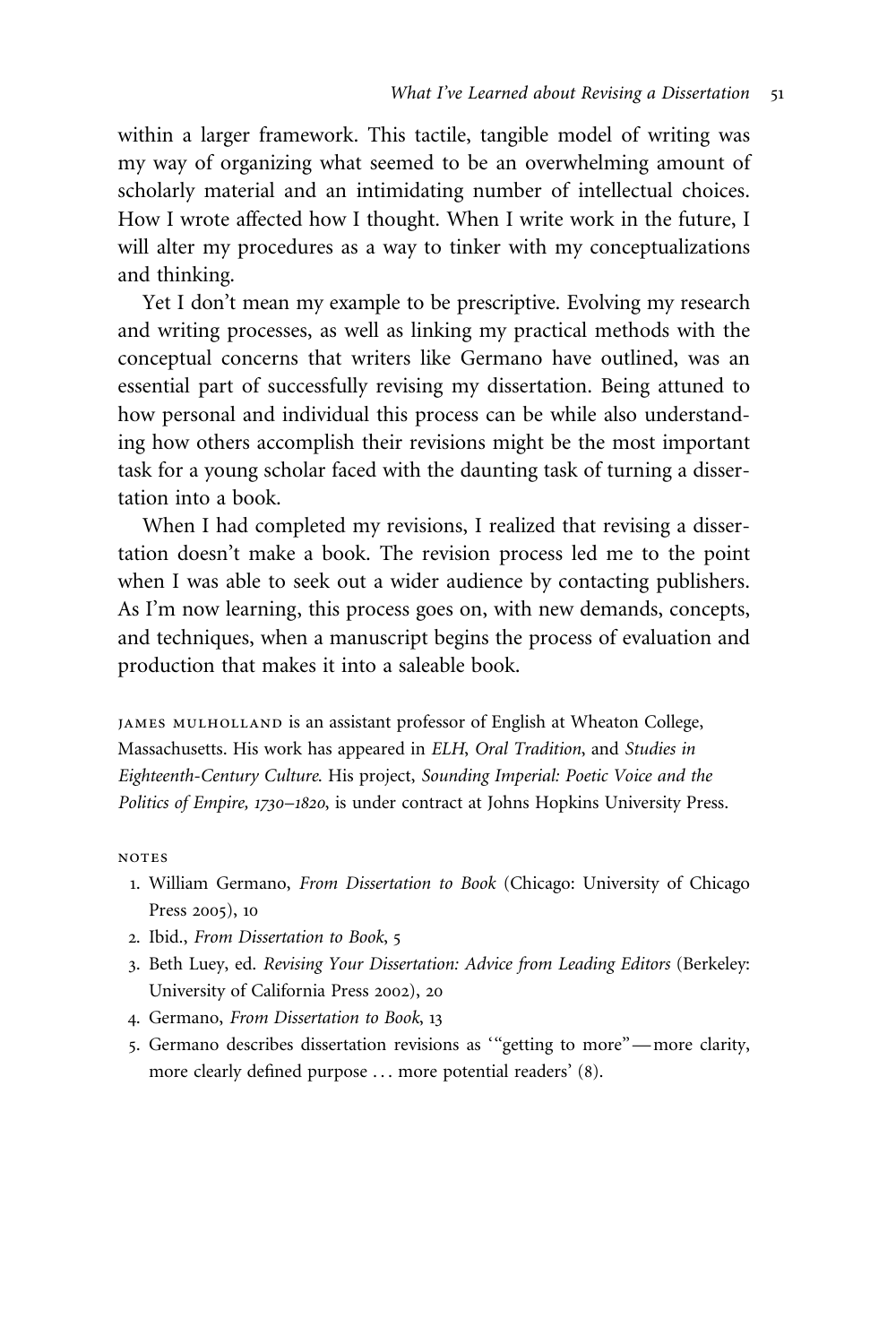within a larger framework. This tactile, tangible model of writing was my way of organizing what seemed to be an overwhelming amount of scholarly material and an intimidating number of intellectual choices. How I wrote affected how I thought. When I write work in the future, I will alter my procedures as a way to tinker with my conceptualizations and thinking.

Yet I don't mean my example to be prescriptive. Evolving my research and writing processes, as well as linking my practical methods with the conceptual concerns that writers like Germano have outlined, was an essential part of successfully revising my dissertation. Being attuned to how personal and individual this process can be while also understanding how others accomplish their revisions might be the most important task for a young scholar faced with the daunting task of turning a dissertation into a book.

When I had completed my revisions, I realized that revising a dissertation doesn't make a book. The revision process led me to the point when I was able to seek out a wider audience by contacting publishers. As I'm now learning, this process goes on, with new demands, concepts, and techniques, when a manuscript begins the process of evaluation and production that makes it into a saleable book.

James Mulholland is an assistant professor of English at Wheaton College, Massachusetts. His work has appeared in *ELH*, *Oral Tradition*, and *Studies in Eighteenth-Century Culture*. His project, *Sounding Imperial: Poetic Voice and the Politics of Empire, 1730–1820*, is under contract at Johns Hopkins University Press.

NOTES

1. William Germano, *From Dissertation to Book* (Chicago: University of Chicago Press 2005), 10
2. Ibid., *From Dissertation to Book*, 5
3. Beth Luey, ed. *Revising Your Dissertation: Advice from Leading Editors* (Berkeley: University of California Press 2002), 20
4. Germano, *From Dissertation to Book*, 13
5. Germano describes dissertation revisions as '"getting to more"—more clarity, more clearly defined purpose … more potential readers' (8).